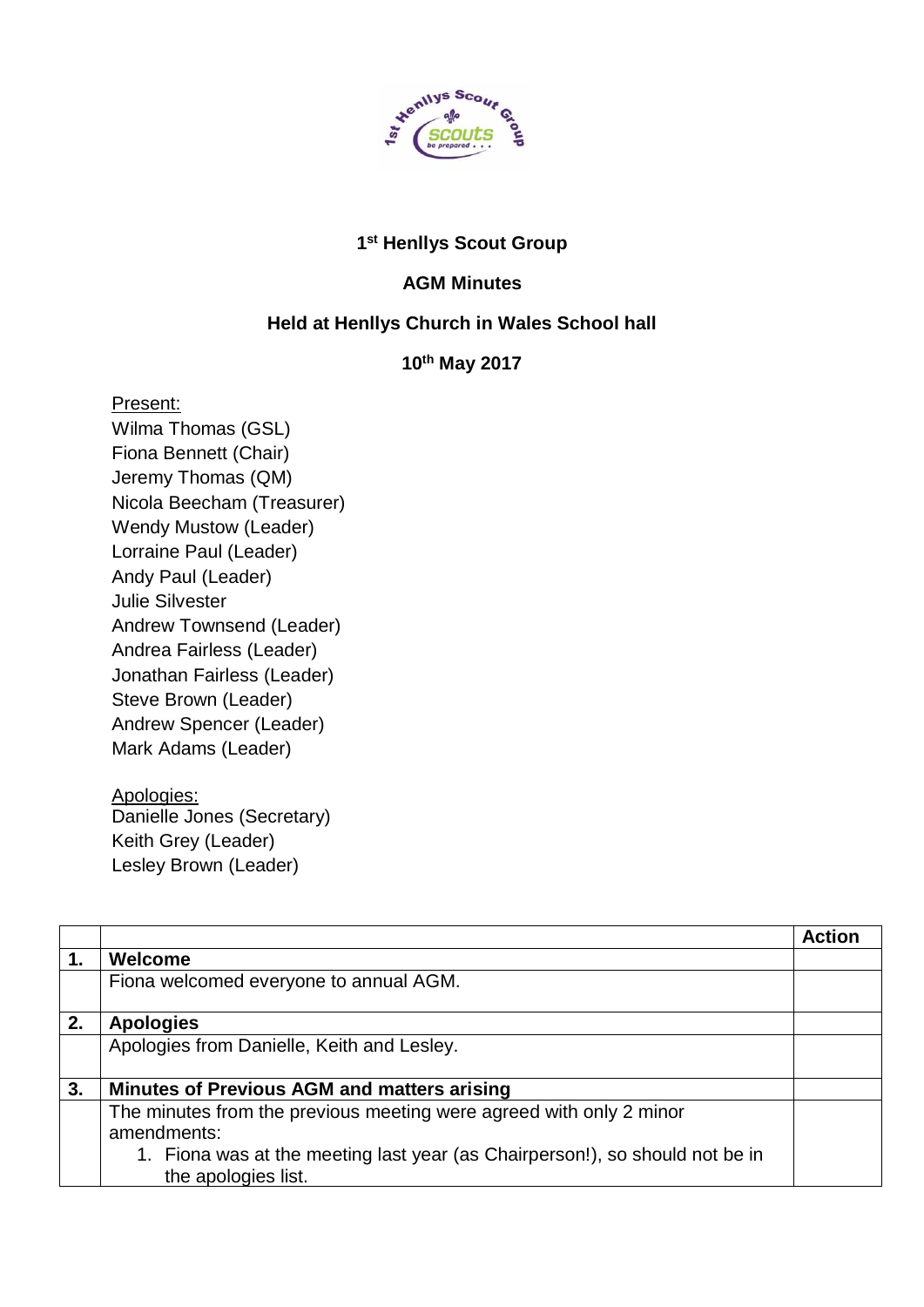# 1st Henllys Scout Group

## AGM Minutes

## Held at Henllys Church in Wales School hall

## 10th May 2017

Present:
Wilma Thomas (GSL)
Fiona Bennett (Chair)
Jeremy Thomas (QM)
Nicola Beecham (Treasurer)
Wendy Mustow (Leader)
Lorraine Paul (Leader)
Andy Paul (Leader)
Julie Silvester
Andrew Townsend (Leader)
Andrea Fairless (Leader)
Jonathan Fairless (Leader)
Steve Brown (Leader)
Andrew Spencer (Leader)
Mark Adams (Leader)

Apologies:
Danielle Jones (Secretary)
Keith Grey (Leader)
Lesley Brown (Leader)

| | | Action |
|---|---|---|
| 1. | **Welcome** | |
| | Fiona welcomed everyone to annual AGM. | |
| 2. | **Apologies** | |
| | Apologies from Danielle, Keith and Lesley. | |
| 3. | **Minutes of Previous AGM and matters arising** | |
| | The minutes from the previous meeting were agreed with only 2 minor amendments:<br>1. Fiona was at the meeting last year (as Chairperson!), so should not be in the apologies list. | |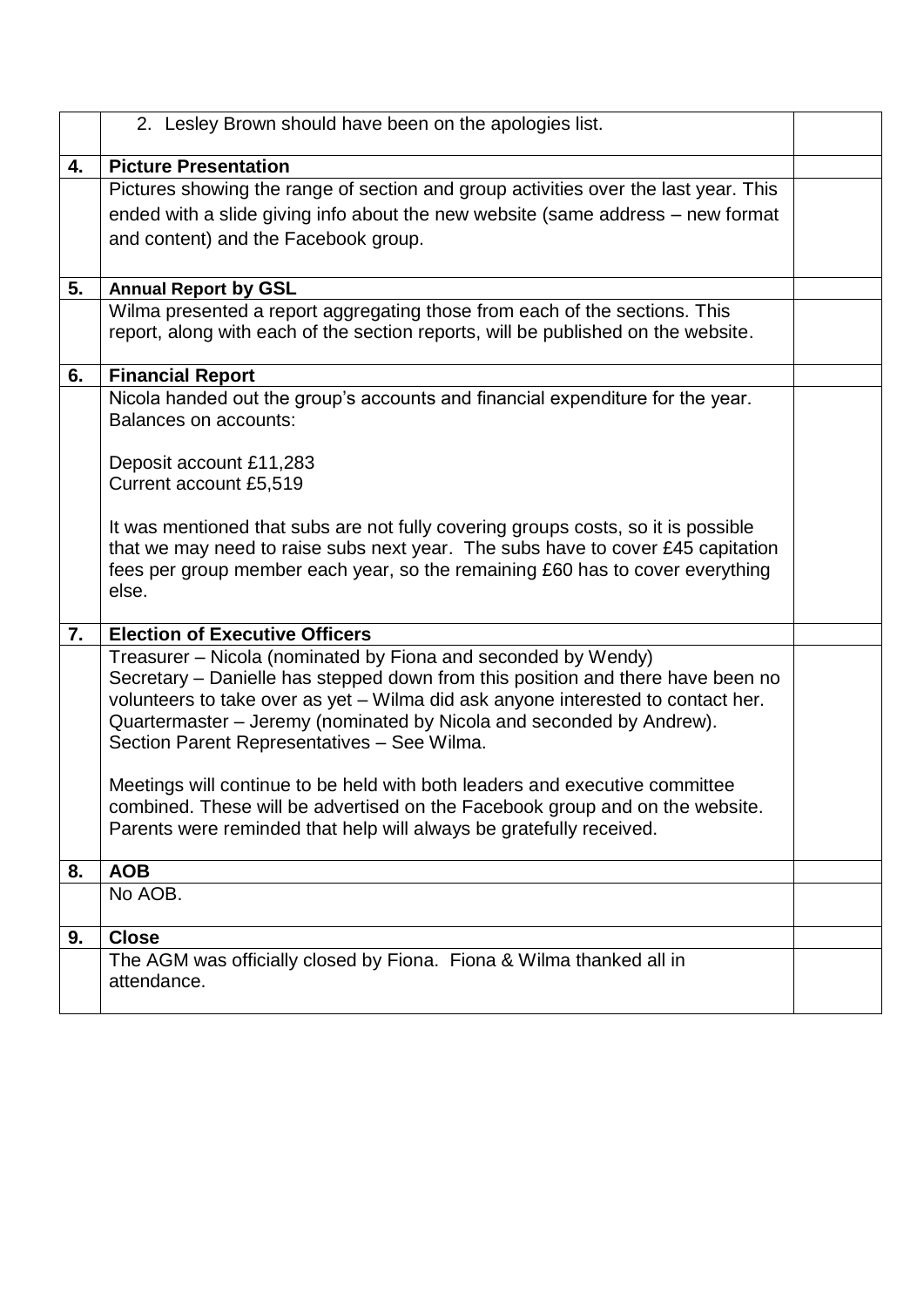| | | |
|---|---|---|
| | 2. Lesley Brown should have been on the apologies list. | |
| **4.** | **Picture Presentation** | |
| | Pictures showing the range of section and group activities over the last year. This ended with a slide giving info about the new website (same address – new format and content) and the Facebook group. | |
| **5.** | **Annual Report by GSL** | |
| | Wilma presented a report aggregating those from each of the sections. This report, along with each of the section reports, will be published on the website. | |
| **6.** | **Financial Report** | |
| | Nicola handed out the group's accounts and financial expenditure for the year. Balances on accounts:<br><br>Deposit account £11,283<br>Current account £5,519<br><br>It was mentioned that subs are not fully covering groups costs, so it is possible that we may need to raise subs next year. The subs have to cover £45 capitation fees per group member each year, so the remaining £60 has to cover everything else. | |
| **7.** | **Election of Executive Officers** | |
| | Treasurer – Nicola (nominated by Fiona and seconded by Wendy)<br>Secretary – Danielle has stepped down from this position and there have been no volunteers to take over as yet – Wilma did ask anyone interested to contact her.<br>Quartermaster – Jeremy (nominated by Nicola and seconded by Andrew).<br>Section Parent Representatives – See Wilma.<br><br>Meetings will continue to be held with both leaders and executive committee combined. These will be advertised on the Facebook group and on the website. Parents were reminded that help will always be gratefully received. | |
| **8.** | **AOB** | |
| | No AOB. | |
| **9.** | **Close** | |
| | The AGM was officially closed by Fiona. Fiona & Wilma thanked all in attendance. | |